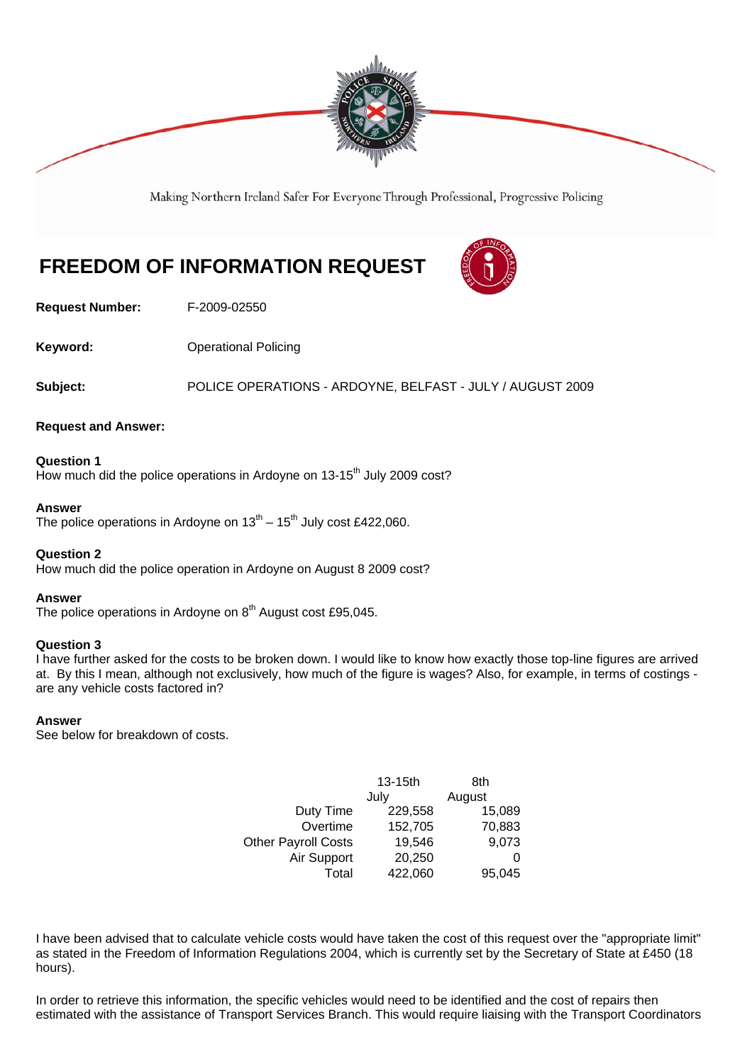Making Northern Ireland Safer For Everyone Through Professional, Progressive Policing

# FREEDOM OF INFORMATION REQUEST

**Request Number:** F-2009-02550

**Keyword:** Operational Policing

**Subject:** POLICE OPERATIONS - ARDOYNE, BELFAST - JULY / AUGUST 2009

**Request and Answer:**

**Question 1**
How much did the police operations in Ardoyne on 13-15th July 2009 cost?

**Answer**
The police operations in Ardoyne on 13th – 15th July cost £422,060.

**Question 2**
How much did the police operation in Ardoyne on August 8 2009 cost?

**Answer**
The police operations in Ardoyne on 8th August cost £95,045.

**Question 3**
I have further asked for the costs to be broken down. I would like to know how exactly those top-line figures are arrived at. By this I mean, although not exclusively, how much of the figure is wages? Also, for example, in terms of costings - are any vehicle costs factored in?

**Answer**
See below for breakdown of costs.

| | 13-15th July | 8th August |
|---|---|---|
| Duty Time | 229,558 | 15,089 |
| Overtime | 152,705 | 70,883 |
| Other Payroll Costs | 19,546 | 9,073 |
| Air Support | 20,250 | 0 |
| Total | 422,060 | 95,045 |

I have been advised that to calculate vehicle costs would have taken the cost of this request over the "appropriate limit" as stated in the Freedom of Information Regulations 2004, which is currently set by the Secretary of State at £450 (18 hours).

In order to retrieve this information, the specific vehicles would need to be identified and the cost of repairs then estimated with the assistance of Transport Services Branch. This would require liaising with the Transport Coordinators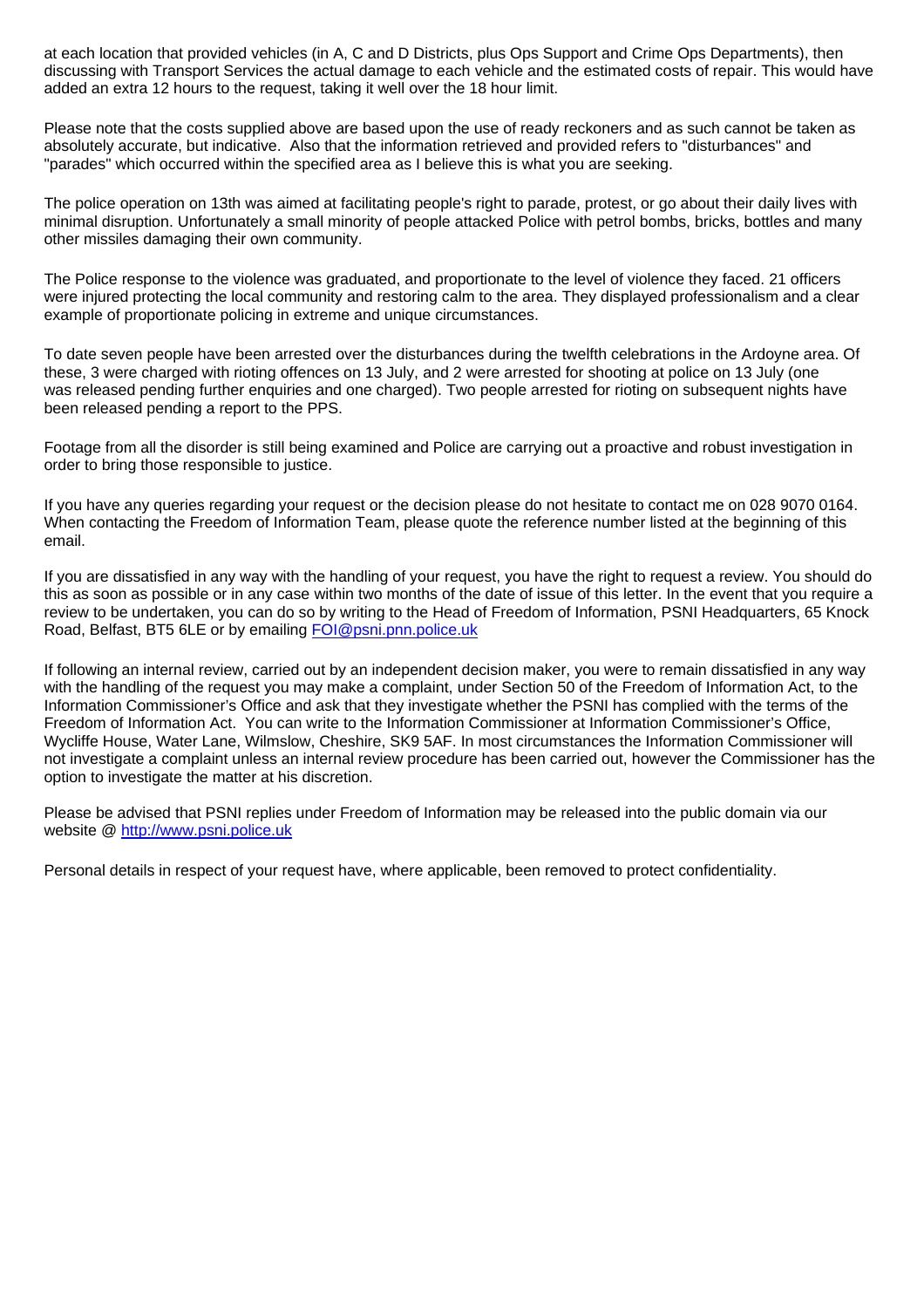at each location that provided vehicles (in A, C and D Districts, plus Ops Support and Crime Ops Departments), then discussing with Transport Services the actual damage to each vehicle and the estimated costs of repair. This would have added an extra 12 hours to the request, taking it well over the 18 hour limit.

Please note that the costs supplied above are based upon the use of ready reckoners and as such cannot be taken as absolutely accurate, but indicative. Also that the information retrieved and provided refers to "disturbances" and "parades" which occurred within the specified area as I believe this is what you are seeking.

The police operation on 13th was aimed at facilitating people's right to parade, protest, or go about their daily lives with minimal disruption. Unfortunately a small minority of people attacked Police with petrol bombs, bricks, bottles and many other missiles damaging their own community.

The Police response to the violence was graduated, and proportionate to the level of violence they faced. 21 officers were injured protecting the local community and restoring calm to the area. They displayed professionalism and a clear example of proportionate policing in extreme and unique circumstances.

To date seven people have been arrested over the disturbances during the twelfth celebrations in the Ardoyne area. Of these, 3 were charged with rioting offences on 13 July, and 2 were arrested for shooting at police on 13 July (one was released pending further enquiries and one charged). Two people arrested for rioting on subsequent nights have been released pending a report to the PPS.

Footage from all the disorder is still being examined and Police are carrying out a proactive and robust investigation in order to bring those responsible to justice.

If you have any queries regarding your request or the decision please do not hesitate to contact me on 028 9070 0164. When contacting the Freedom of Information Team, please quote the reference number listed at the beginning of this email.

If you are dissatisfied in any way with the handling of your request, you have the right to request a review. You should do this as soon as possible or in any case within two months of the date of issue of this letter. In the event that you require a review to be undertaken, you can do so by writing to the Head of Freedom of Information, PSNI Headquarters, 65 Knock Road, Belfast, BT5 6LE or by emailing FOI@psni.pnn.police.uk

If following an internal review, carried out by an independent decision maker, you were to remain dissatisfied in any way with the handling of the request you may make a complaint, under Section 50 of the Freedom of Information Act, to the Information Commissioner's Office and ask that they investigate whether the PSNI has complied with the terms of the Freedom of Information Act. You can write to the Information Commissioner at Information Commissioner's Office, Wycliffe House, Water Lane, Wilmslow, Cheshire, SK9 5AF. In most circumstances the Information Commissioner will not investigate a complaint unless an internal review procedure has been carried out, however the Commissioner has the option to investigate the matter at his discretion.

Please be advised that PSNI replies under Freedom of Information may be released into the public domain via our website @ http://www.psni.police.uk

Personal details in respect of your request have, where applicable, been removed to protect confidentiality.